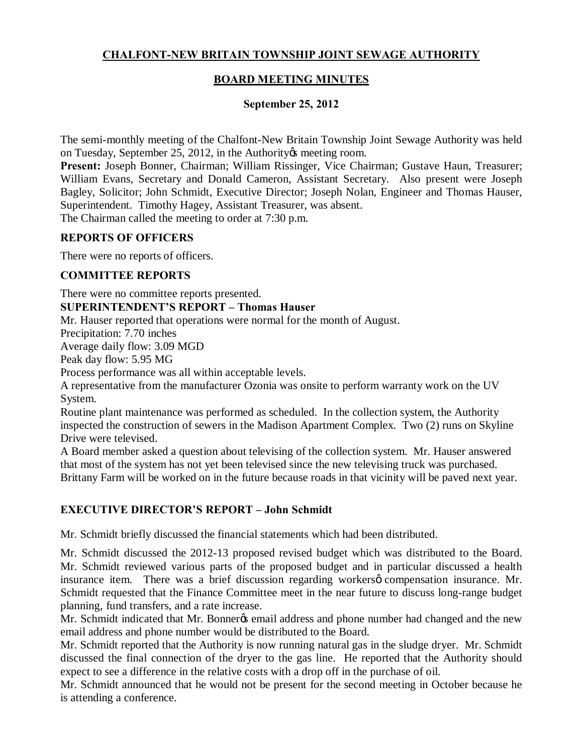# CHALFONT-NEW BRITAIN TOWNSHIP JOINT SEWAGE AUTHORITY

## BOARD MEETING MINUTES

### September 25, 2012

The semi-monthly meeting of the Chalfont-New Britain Township Joint Sewage Authority was held on Tuesday, September 25, 2012, in the Authority's meeting room.

**Present:** Joseph Bonner, Chairman; William Rissinger, Vice Chairman; Gustave Haun, Treasurer; William Evans, Secretary and Donald Cameron, Assistant Secretary. Also present were Joseph Bagley, Solicitor; John Schmidt, Executive Director; Joseph Nolan, Engineer and Thomas Hauser, Superintendent. Timothy Hagey, Assistant Treasurer, was absent.

The Chairman called the meeting to order at 7:30 p.m.

**REPORTS OF OFFICERS**

There were no reports of officers.

**COMMITTEE REPORTS**

There were no committee reports presented.

**SUPERINTENDENT'S REPORT – Thomas Hauser**

Mr. Hauser reported that operations were normal for the month of August.

Precipitation: 7.70 inches

Average daily flow: 3.09 MGD

Peak day flow: 5.95 MG

Process performance was all within acceptable levels.

A representative from the manufacturer Ozonia was onsite to perform warranty work on the UV System.

Routine plant maintenance was performed as scheduled. In the collection system, the Authority inspected the construction of sewers in the Madison Apartment Complex. Two (2) runs on Skyline Drive were televised.

A Board member asked a question about televising of the collection system. Mr. Hauser answered that most of the system has not yet been televised since the new televising truck was purchased. Brittany Farm will be worked on in the future because roads in that vicinity will be paved next year.

**EXECUTIVE DIRECTOR'S REPORT – John Schmidt**

Mr. Schmidt briefly discussed the financial statements which had been distributed.

Mr. Schmidt discussed the 2012-13 proposed revised budget which was distributed to the Board. Mr. Schmidt reviewed various parts of the proposed budget and in particular discussed a health insurance item. There was a brief discussion regarding workers' compensation insurance. Mr. Schmidt requested that the Finance Committee meet in the near future to discuss long-range budget planning, fund transfers, and a rate increase.

Mr. Schmidt indicated that Mr. Bonner's email address and phone number had changed and the new email address and phone number would be distributed to the Board.

Mr. Schmidt reported that the Authority is now running natural gas in the sludge dryer. Mr. Schmidt discussed the final connection of the dryer to the gas line. He reported that the Authority should expect to see a difference in the relative costs with a drop off in the purchase of oil.

Mr. Schmidt announced that he would not be present for the second meeting in October because he is attending a conference.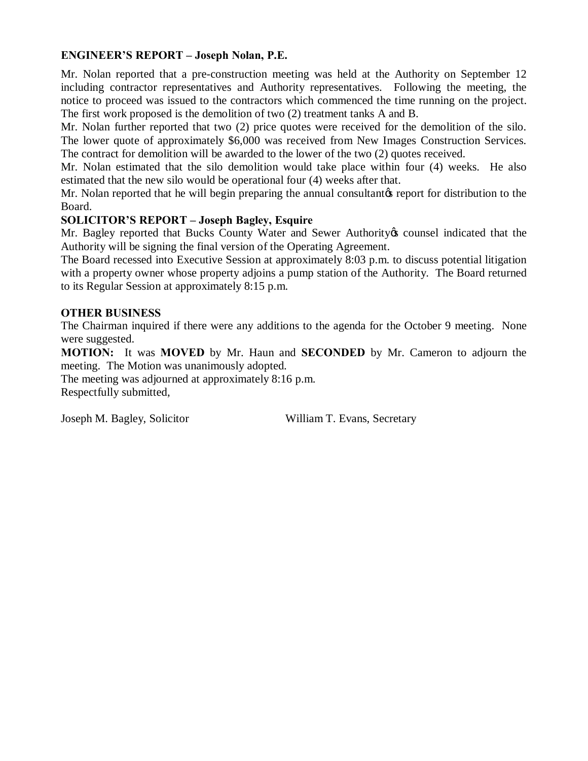**ENGINEER'S REPORT – Joseph Nolan, P.E.**

Mr. Nolan reported that a pre-construction meeting was held at the Authority on September 12 including contractor representatives and Authority representatives. Following the meeting, the notice to proceed was issued to the contractors which commenced the time running on the project. The first work proposed is the demolition of two (2) treatment tanks A and B.

Mr. Nolan further reported that two (2) price quotes were received for the demolition of the silo. The lower quote of approximately $6,000 was received from New Images Construction Services. The contract for demolition will be awarded to the lower of the two (2) quotes received.

Mr. Nolan estimated that the silo demolition would take place within four (4) weeks. He also estimated that the new silo would be operational four (4) weeks after that.

Mr. Nolan reported that he will begin preparing the annual consultant's report for distribution to the Board.

**SOLICITOR'S REPORT – Joseph Bagley, Esquire**

Mr. Bagley reported that Bucks County Water and Sewer Authority's counsel indicated that the Authority will be signing the final version of the Operating Agreement.

The Board recessed into Executive Session at approximately 8:03 p.m. to discuss potential litigation with a property owner whose property adjoins a pump station of the Authority. The Board returned to its Regular Session at approximately 8:15 p.m.

**OTHER BUSINESS**

The Chairman inquired if there were any additions to the agenda for the October 9 meeting. None were suggested.

**MOTION:** It was **MOVED** by Mr. Haun and **SECONDED** by Mr. Cameron to adjourn the meeting. The Motion was unanimously adopted.

The meeting was adjourned at approximately 8:16 p.m.

Respectfully submitted,

Joseph M. Bagley, Solicitor

William T. Evans, Secretary